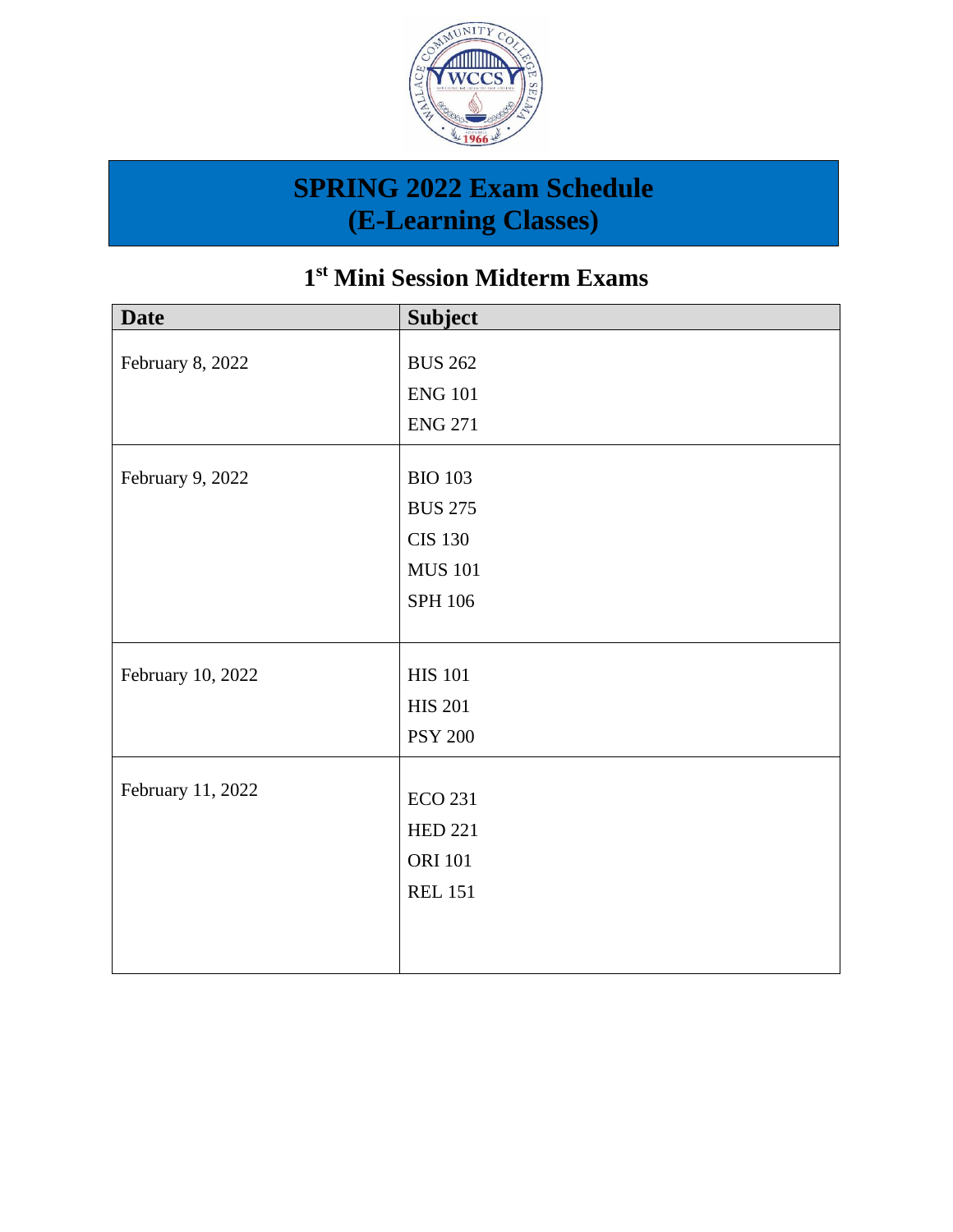# SPRING 2022 Exam Schedule (E-Learning Classes)

## 1st Mini Session Midterm Exams

| Date | Subject |
|---|---|
| February 8, 2022 | BUS 262<br>ENG 101<br>ENG 271 |
| February 9, 2022 | BIO 103<br>BUS 275<br>CIS 130<br>MUS 101<br>SPH 106 |
| February 10, 2022 | HIS 101<br>HIS 201<br>PSY 200 |
| February 11, 2022 | ECO 231<br>HED 221<br>ORI 101<br>REL 151 |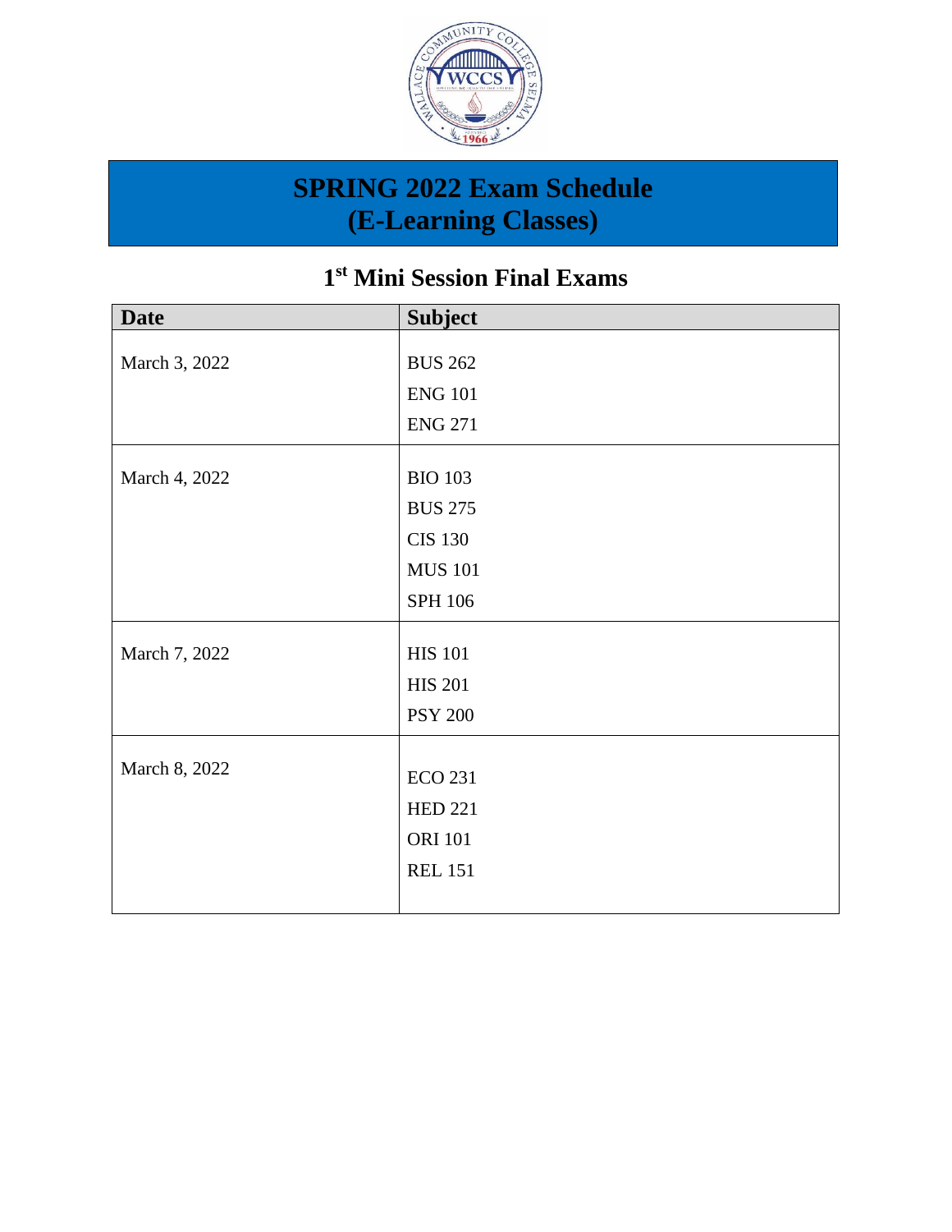# SPRING 2022 Exam Schedule (E-Learning Classes)

## 1st Mini Session Final Exams

| Date | Subject |
| --- | --- |
| March 3, 2022 | BUS 262<br>ENG 101<br>ENG 271 |
| March 4, 2022 | BIO 103<br>BUS 275<br>CIS 130<br>MUS 101<br>SPH 106 |
| March 7, 2022 | HIS 101<br>HIS 201<br>PSY 200 |
| March 8, 2022 | ECO 231<br>HED 221<br>ORI 101<br>REL 151 |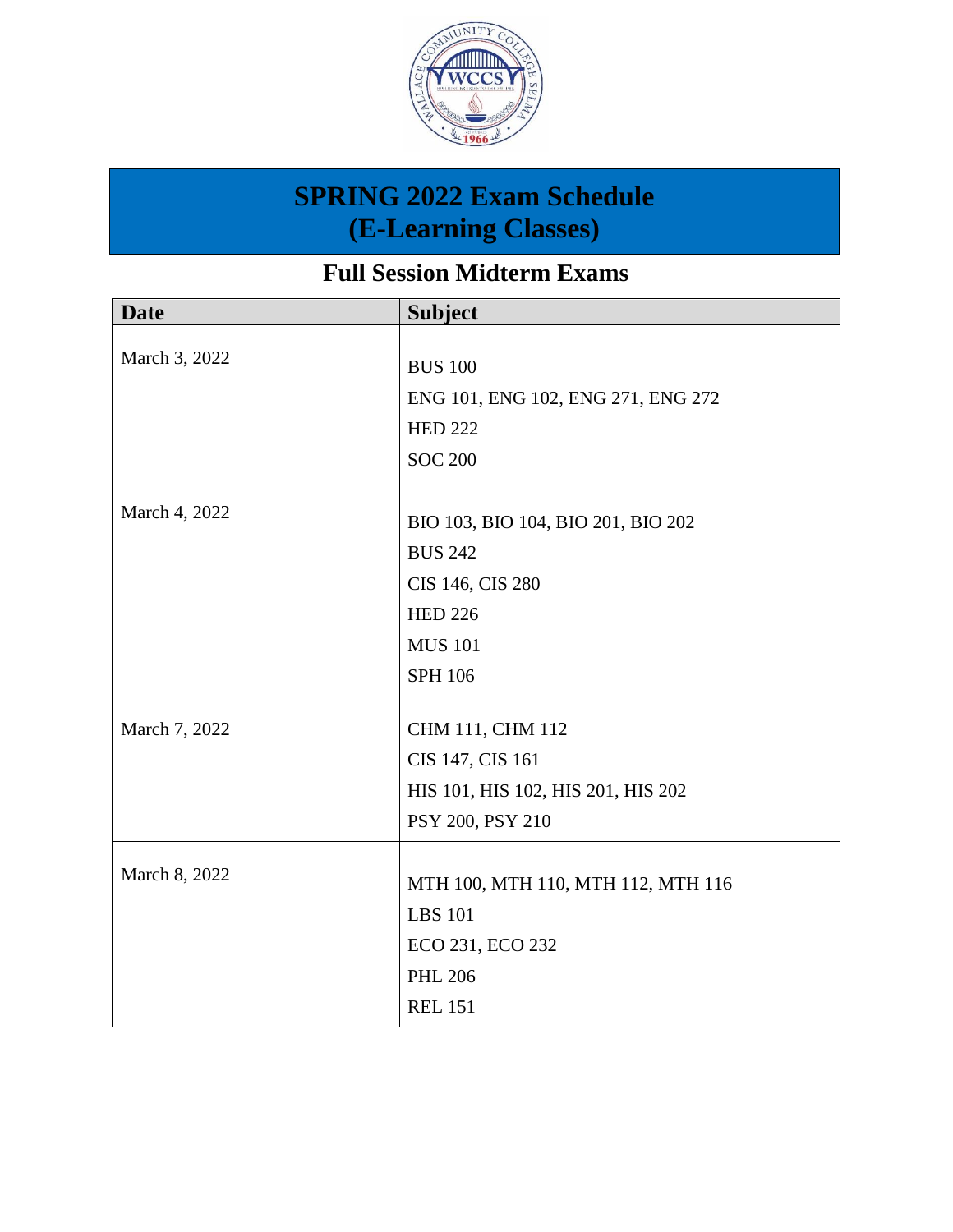# SPRING 2022 Exam Schedule (E-Learning Classes)

## Full Session Midterm Exams

| Date | Subject |
|---|---|
| March 3, 2022 | BUS 100<br>ENG 101, ENG 102, ENG 271, ENG 272<br>HED 222<br>SOC 200 |
| March 4, 2022 | BIO 103, BIO 104, BIO 201, BIO 202<br>BUS 242<br>CIS 146, CIS 280<br>HED 226<br>MUS 101<br>SPH 106 |
| March 7, 2022 | CHM 111, CHM 112<br>CIS 147, CIS 161<br>HIS 101, HIS 102, HIS 201, HIS 202<br>PSY 200, PSY 210 |
| March 8, 2022 | MTH 100, MTH 110, MTH 112, MTH 116<br>LBS 101<br>ECO 231, ECO 232<br>PHL 206<br>REL 151 |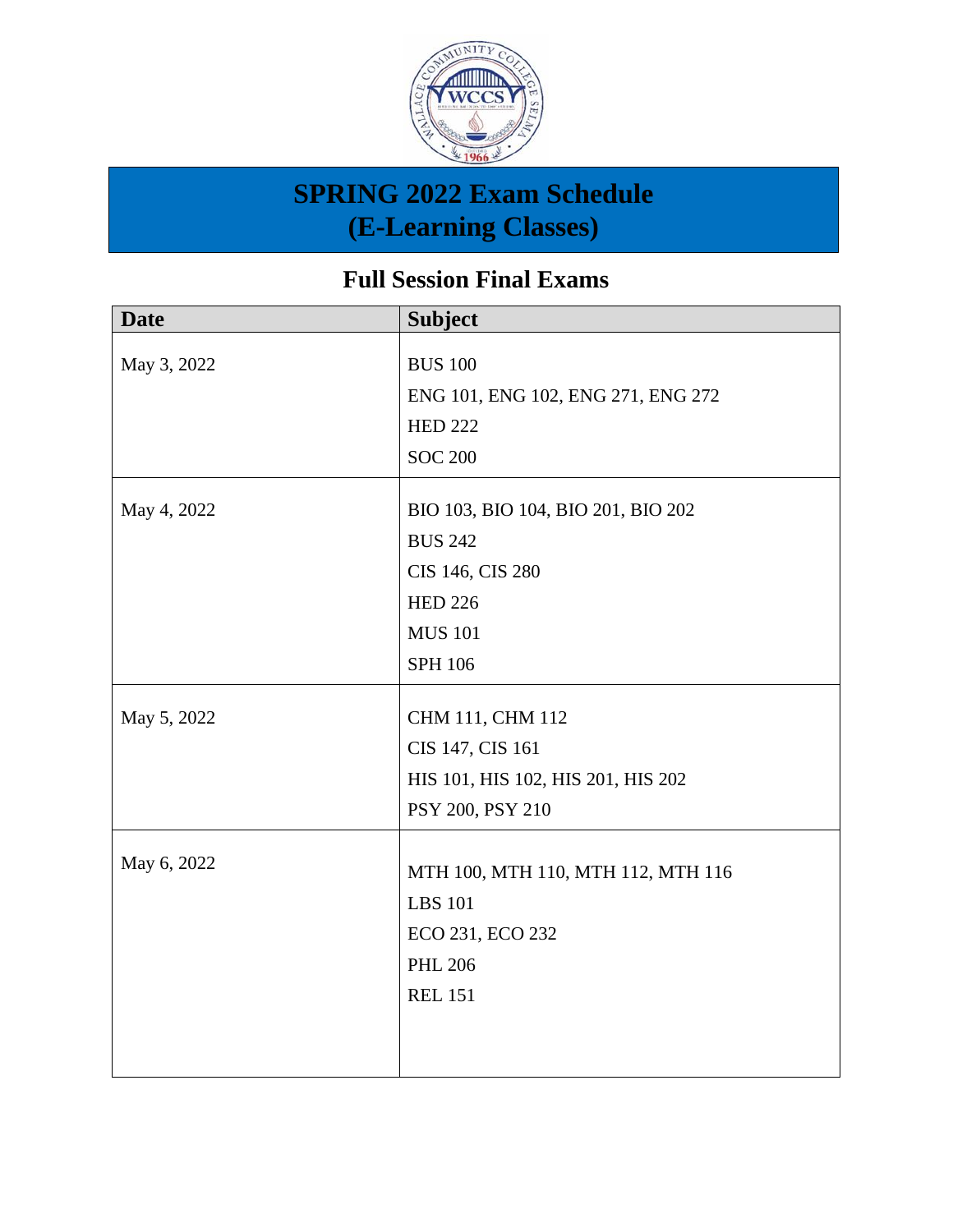# SPRING 2022 Exam Schedule (E-Learning Classes)

## Full Session Final Exams

| Date | Subject |
|---|---|
| May 3, 2022 | BUS 100<br>ENG 101, ENG 102, ENG 271, ENG 272<br>HED 222<br>SOC 200 |
| May 4, 2022 | BIO 103, BIO 104, BIO 201, BIO 202<br>BUS 242<br>CIS 146, CIS 280<br>HED 226<br>MUS 101<br>SPH 106 |
| May 5, 2022 | CHM 111, CHM 112<br>CIS 147, CIS 161<br>HIS 101, HIS 102, HIS 201, HIS 202<br>PSY 200, PSY 210 |
| May 6, 2022 | MTH 100, MTH 110, MTH 112, MTH 116<br>LBS 101<br>ECO 231, ECO 232<br>PHL 206<br>REL 151 |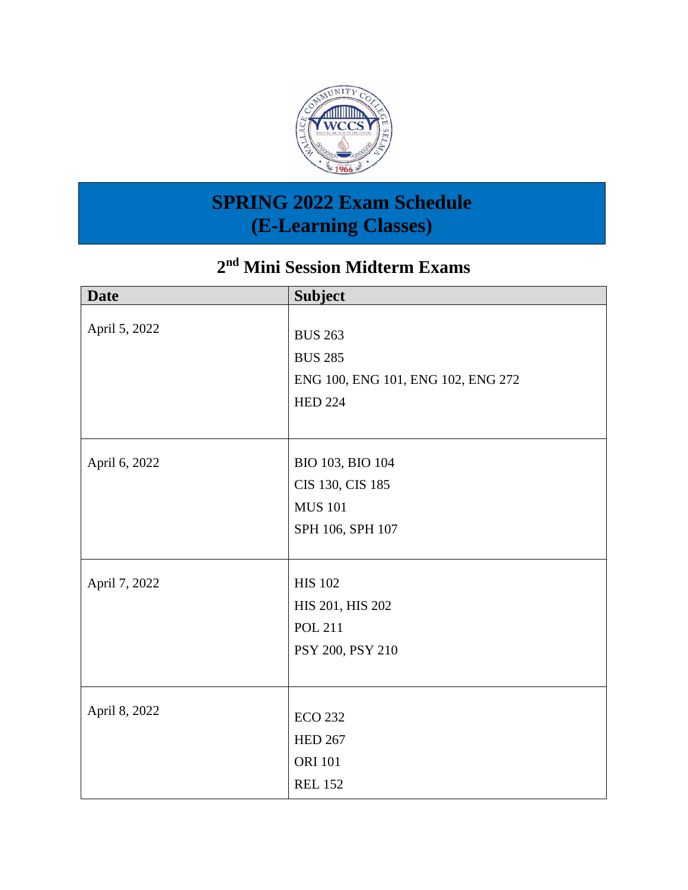# SPRING 2022 Exam Schedule
# (E-Learning Classes)

## 2nd Mini Session Midterm Exams

| Date | Subject |
|---|---|
| April 5, 2022 | BUS 263<br>BUS 285<br>ENG 100, ENG 101, ENG 102, ENG 272<br>HED 224 |
| April 6, 2022 | BIO 103, BIO 104<br>CIS 130, CIS 185<br>MUS 101<br>SPH 106, SPH 107 |
| April 7, 2022 | HIS 102<br>HIS 201, HIS 202<br>POL 211<br>PSY 200, PSY 210 |
| April 8, 2022 | ECO 232<br>HED 267<br>ORI 101<br>REL 152 |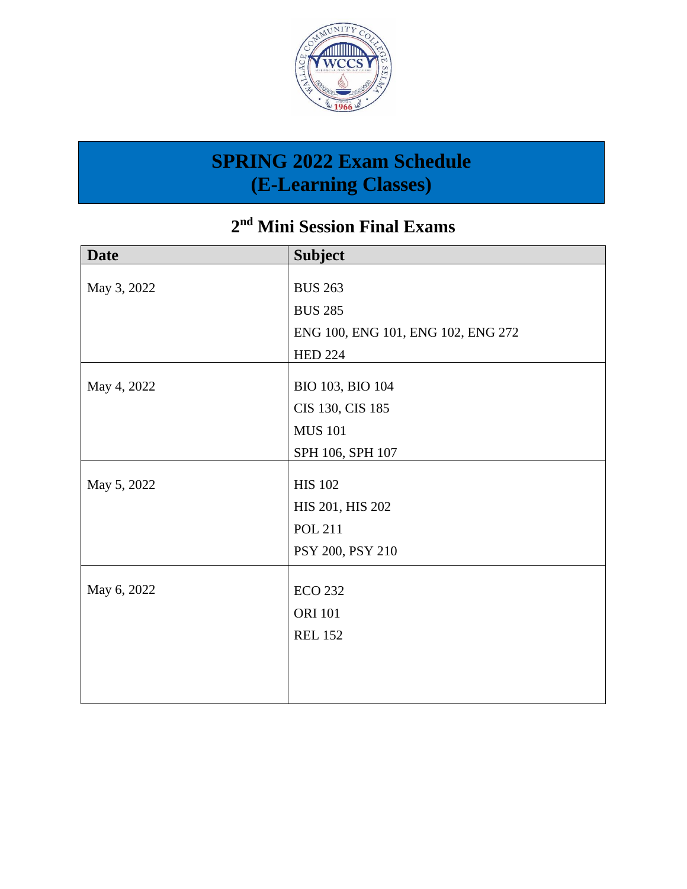# SPRING 2022 Exam Schedule
# (E-Learning Classes)

## 2nd Mini Session Final Exams

| Date | Subject |
|---|---|
| May 3, 2022 | BUS 263<br>BUS 285<br>ENG 100, ENG 101, ENG 102, ENG 272<br>HED 224 |
| May 4, 2022 | BIO 103, BIO 104<br>CIS 130, CIS 185<br>MUS 101<br>SPH 106, SPH 107 |
| May 5, 2022 | HIS 102<br>HIS 201, HIS 202<br>POL 211<br>PSY 200, PSY 210 |
| May 6, 2022 | ECO 232<br>ORI 101<br>REL 152 |